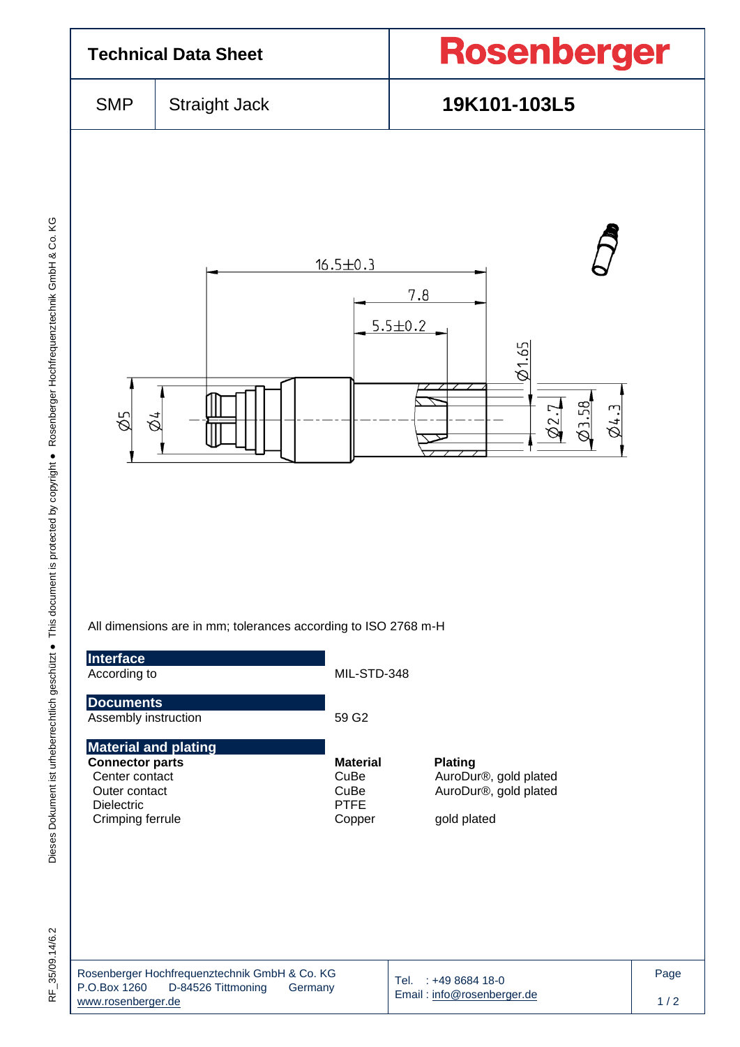# Technical Data Sheet

**Rosenberger**

| | | |
|---|---|---|
| SMP | Straight Jack | **19K101-103L5** |

16.5±0.3

7.8

5.5±0.2

Ø1.65

Ø5

Ø4

Ø2.7

Ø3.58

Ø4.3

All dimensions are in mm; tolerances according to ISO 2768 m-H

## Interface

| | |
|---|---|
| According to | MIL-STD-348 |

## Documents

| | |
|---|---|
| Assembly instruction | 59 G2 |

## Material and plating

| **Connector parts** | **Material** | **Plating** |
|---|---|---|
| Center contact | CuBe | AuroDur®, gold plated |
| Outer contact | CuBe | AuroDur®, gold plated |
| Dielectric | PTFE | |
| Crimping ferrule | Copper | gold plated |

Rosenberger Hochfrequenztechnik GmbH & Co. KG
P.O.Box 1260 D-84526 Tittmoning Germany
www.rosenberger.de

Tel. : +49 8684 18-0
Email : info@rosenberger.de

RF_35/09.14/6.2

Dieses Dokument ist urheberrechtlich geschützt ● This document is protected by copyright ● Rosenberger Hochfrequenztechnik GmbH & Co. KG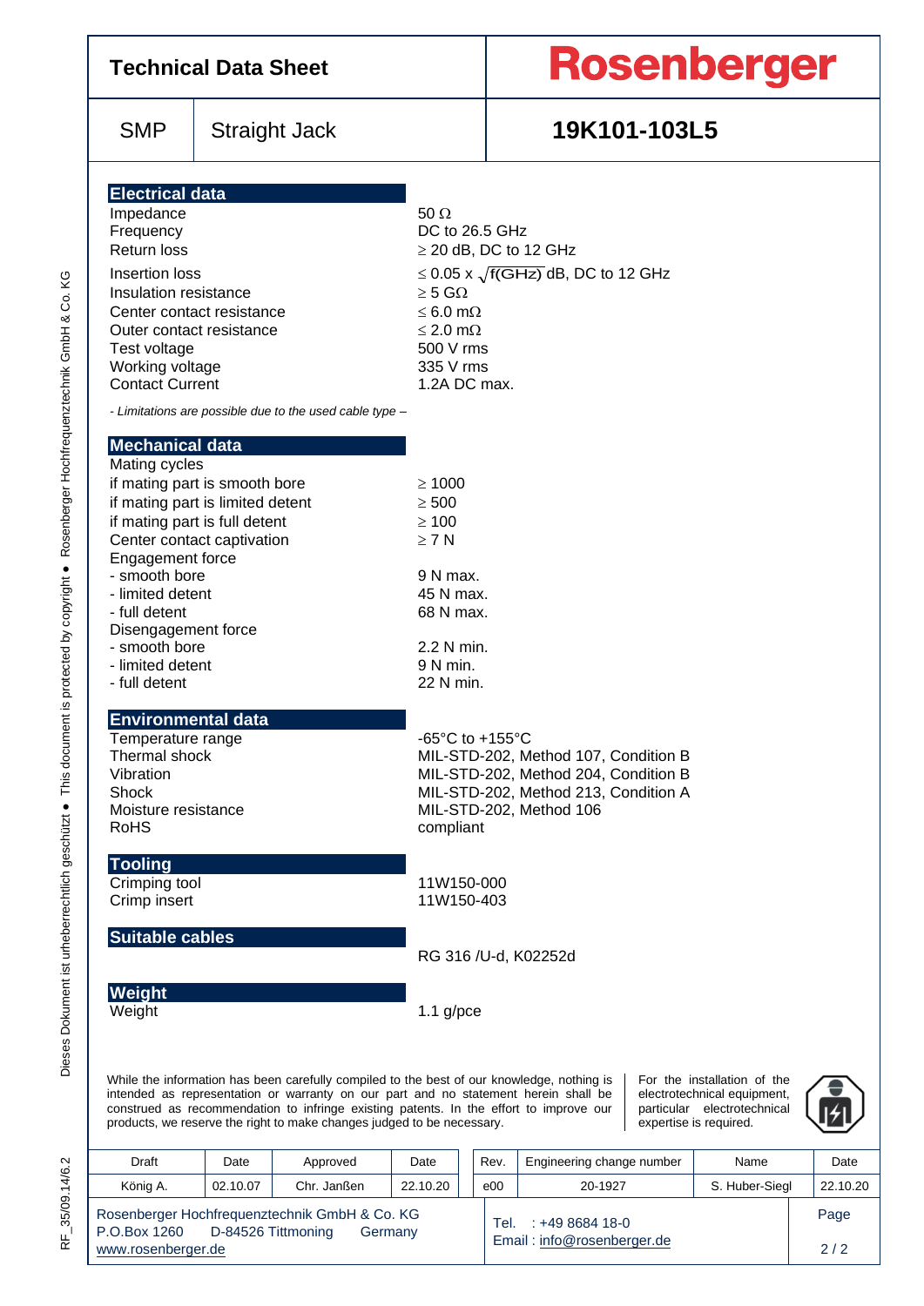# Technical Data Sheet

**Rosenberger**

| SMP | Straight Jack | 19K101-103L5 |
| --- | --- | --- |

## Electrical data

| | |
| --- | --- |
| Impedance | 50 Ω |
| Frequency | DC to 26.5 GHz |
| Return loss | ≥ 20 dB, DC to 12 GHz |
| Insertion loss | ≤ 0.05 x $\sqrt{f(GHz)}$ dB, DC to 12 GHz |
| Insulation resistance | ≥ 5 GΩ |
| Center contact resistance | ≤ 6.0 mΩ |
| Outer contact resistance | ≤ 2.0 mΩ |
| Test voltage | 500 V rms |
| Working voltage | 335 V rms |
| Contact Current | 1.2A DC max. |

*- Limitations are possible due to the used cable type –*

## Mechanical data

| | |
| --- | --- |
| Mating cycles | |
| if mating part is smooth bore | ≥ 1000 |
| if mating part is limited detent | ≥ 500 |
| if mating part is full detent | ≥ 100 |
| Center contact captivation | ≥ 7 N |
| Engagement force | |
| - smooth bore | 9 N max. |
| - limited detent | 45 N max. |
| - full detent | 68 N max. |
| Disengagement force | |
| - smooth bore | 2.2 N min. |
| - limited detent | 9 N min. |
| - full detent | 22 N min. |

## Environmental data

| | |
| --- | --- |
| Temperature range | -65°C to +155°C |
| Thermal shock | MIL-STD-202, Method 107, Condition B |
| Vibration | MIL-STD-202, Method 204, Condition B |
| Shock | MIL-STD-202, Method 213, Condition A |
| Moisture resistance | MIL-STD-202, Method 106 |
| RoHS | compliant |

## Tooling

| | |
| --- | --- |
| Crimping tool | 11W150-000 |
| Crimp insert | 11W150-403 |

## Suitable cables

RG 316 /U-d, K02252d

## Weight

| | |
| --- | --- |
| Weight | 1.1 g/pce |

While the information has been carefully compiled to the best of our knowledge, nothing is intended as representation or warranty on our part and no statement herein shall be construed as recommendation to infringe existing patents. In the effort to improve our products, we reserve the right to make changes judged to be necessary.

For the installation of the electrotechnical equipment, particular electrotechnical expertise is required.

| Draft | Date | Approved | Date | Rev. | Engineering change number | Name | Date |
| --- | --- | --- | --- | --- | --- | --- | --- |
| König A. | 02.10.07 | Chr. Janßen | 22.10.20 | e00 | 20-1927 | S. Huber-Siegl | 22.10.20 |

Rosenberger Hochfrequenztechnik GmbH & Co. KG
P.O.Box 1260 D-84526 Tittmoning Germany
www.rosenberger.de

Tel. : +49 8684 18-0
Email : info@rosenberger.de

RF_35/09.14/6.2

Dieses Dokument ist urheberrechtlich geschützt ● This document is protected by copyright ● Rosenberger Hochfrequenztechnik GmbH & Co. KG